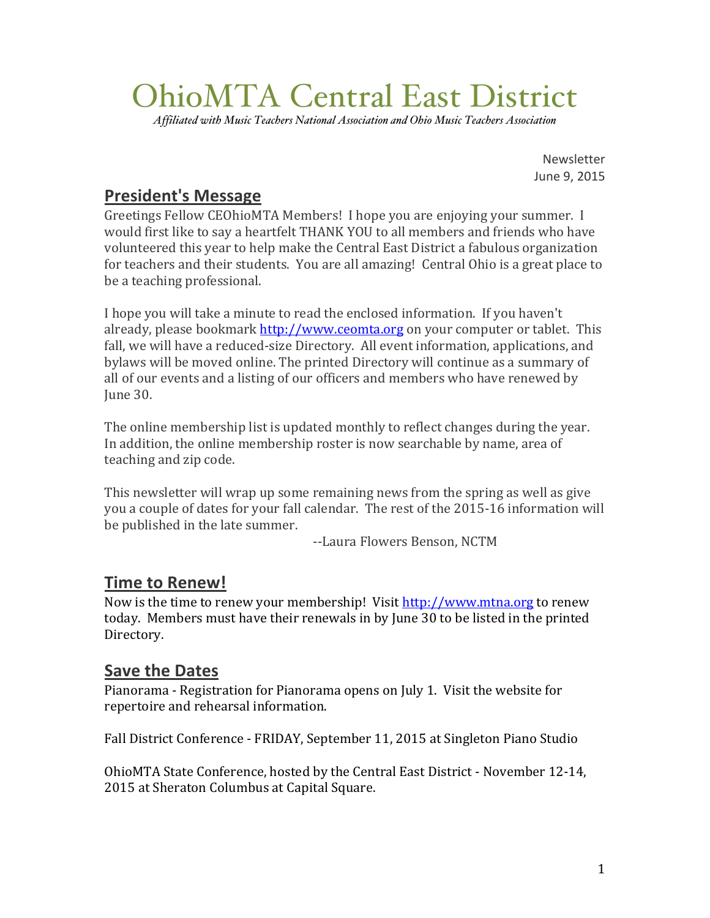# OhioMTA Central East District

*Affiliated with Music Teachers National Association and Ohio Music Teachers Association*

Newsletter
June 9, 2015

## President's Message

Greetings Fellow CEOhioMTA Members! I hope you are enjoying your summer. I would first like to say a heartfelt THANK YOU to all members and friends who have volunteered this year to help make the Central East District a fabulous organization for teachers and their students. You are all amazing! Central Ohio is a great place to be a teaching professional.

I hope you will take a minute to read the enclosed information. If you haven't already, please bookmark http://www.ceomta.org on your computer or tablet. This fall, we will have a reduced-size Directory. All event information, applications, and bylaws will be moved online. The printed Directory will continue as a summary of all of our events and a listing of our officers and members who have renewed by June 30.

The online membership list is updated monthly to reflect changes during the year. In addition, the online membership roster is now searchable by name, area of teaching and zip code.

This newsletter will wrap up some remaining news from the spring as well as give you a couple of dates for your fall calendar. The rest of the 2015-16 information will be published in the late summer.

--Laura Flowers Benson, NCTM

## Time to Renew!

Now is the time to renew your membership! Visit http://www.mtna.org to renew today. Members must have their renewals in by June 30 to be listed in the printed Directory.

## Save the Dates

Pianorama - Registration for Pianorama opens on July 1. Visit the website for repertoire and rehearsal information.

Fall District Conference - FRIDAY, September 11, 2015 at Singleton Piano Studio

OhioMTA State Conference, hosted by the Central East District - November 12-14, 2015 at Sheraton Columbus at Capital Square.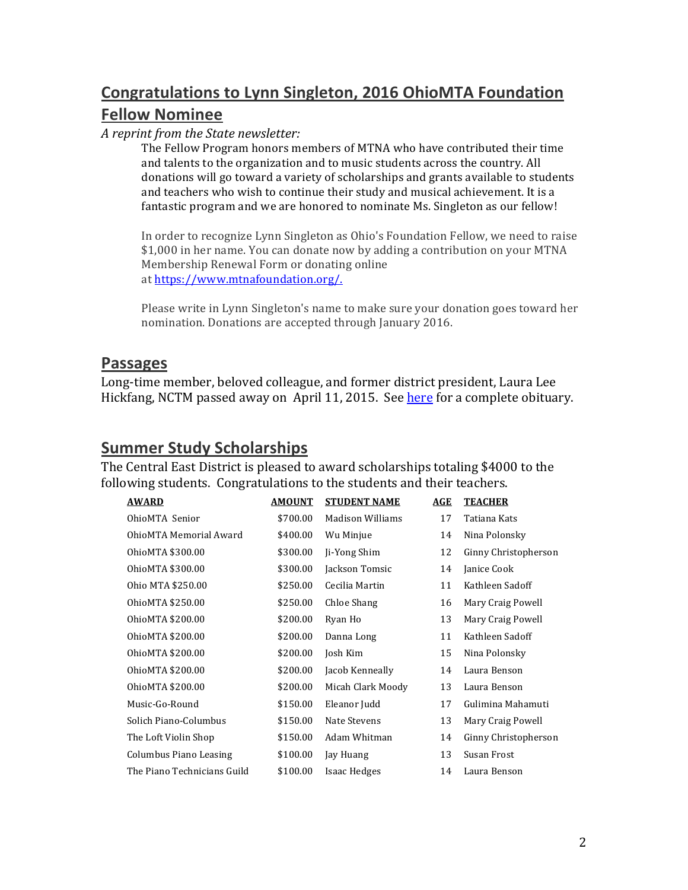## Congratulations to Lynn Singleton, 2016 OhioMTA Foundation Fellow Nominee

*A reprint from the State newsletter:*

The Fellow Program honors members of MTNA who have contributed their time and talents to the organization and to music students across the country. All donations will go toward a variety of scholarships and grants available to students and teachers who wish to continue their study and musical achievement. It is a fantastic program and we are honored to nominate Ms. Singleton as our fellow!

In order to recognize Lynn Singleton as Ohio's Foundation Fellow, we need to raise $1,000 in her name. You can donate now by adding a contribution on your MTNA Membership Renewal Form or donating online at [https://www.mtnafoundation.org/.](https://www.mtnafoundation.org/)

Please write in Lynn Singleton's name to make sure your donation goes toward her nomination. Donations are accepted through January 2016.

## Passages

Long-time member, beloved colleague, and former district president, Laura Lee Hickfang, NCTM passed away on April 11, 2015. See [here]() for a complete obituary.

## Summer Study Scholarships

The Central East District is pleased to award scholarships totaling $4000 to the following students. Congratulations to the students and their teachers.

| AWARD | AMOUNT | STUDENT NAME | AGE | TEACHER |
|---|---|---|---|---|
| OhioMTA Senior | $700.00 | Madison Williams | 17 | Tatiana Kats |
| OhioMTA Memorial Award | $400.00 | Wu Minjue | 14 | Nina Polonsky |
| OhioMTA $300.00 | $300.00 | Ji-Yong Shim | 12 | Ginny Christopherson |
| OhioMTA $300.00 | $300.00 | Jackson Tomsic | 14 | Janice Cook |
| Ohio MTA $250.00 | $250.00 | Cecilia Martin | 11 | Kathleen Sadoff |
| OhioMTA $250.00 | $250.00 | Chloe Shang | 16 | Mary Craig Powell |
| OhioMTA $200.00 | $200.00 | Ryan Ho | 13 | Mary Craig Powell |
| OhioMTA $200.00 | $200.00 | Danna Long | 11 | Kathleen Sadoff |
| OhioMTA $200.00 | $200.00 | Josh Kim | 15 | Nina Polonsky |
| OhioMTA $200.00 | $200.00 | Jacob Kenneally | 14 | Laura Benson |
| OhioMTA $200.00 | $200.00 | Micah Clark Moody | 13 | Laura Benson |
| Music-Go-Round | $150.00 | Eleanor Judd | 17 | Gulimina Mahamuti |
| Solich Piano-Columbus | $150.00 | Nate Stevens | 13 | Mary Craig Powell |
| The Loft Violin Shop | $150.00 | Adam Whitman | 14 | Ginny Christopherson |
| Columbus Piano Leasing | $100.00 | Jay Huang | 13 | Susan Frost |
| The Piano Technicians Guild | $100.00 | Isaac Hedges | 14 | Laura Benson |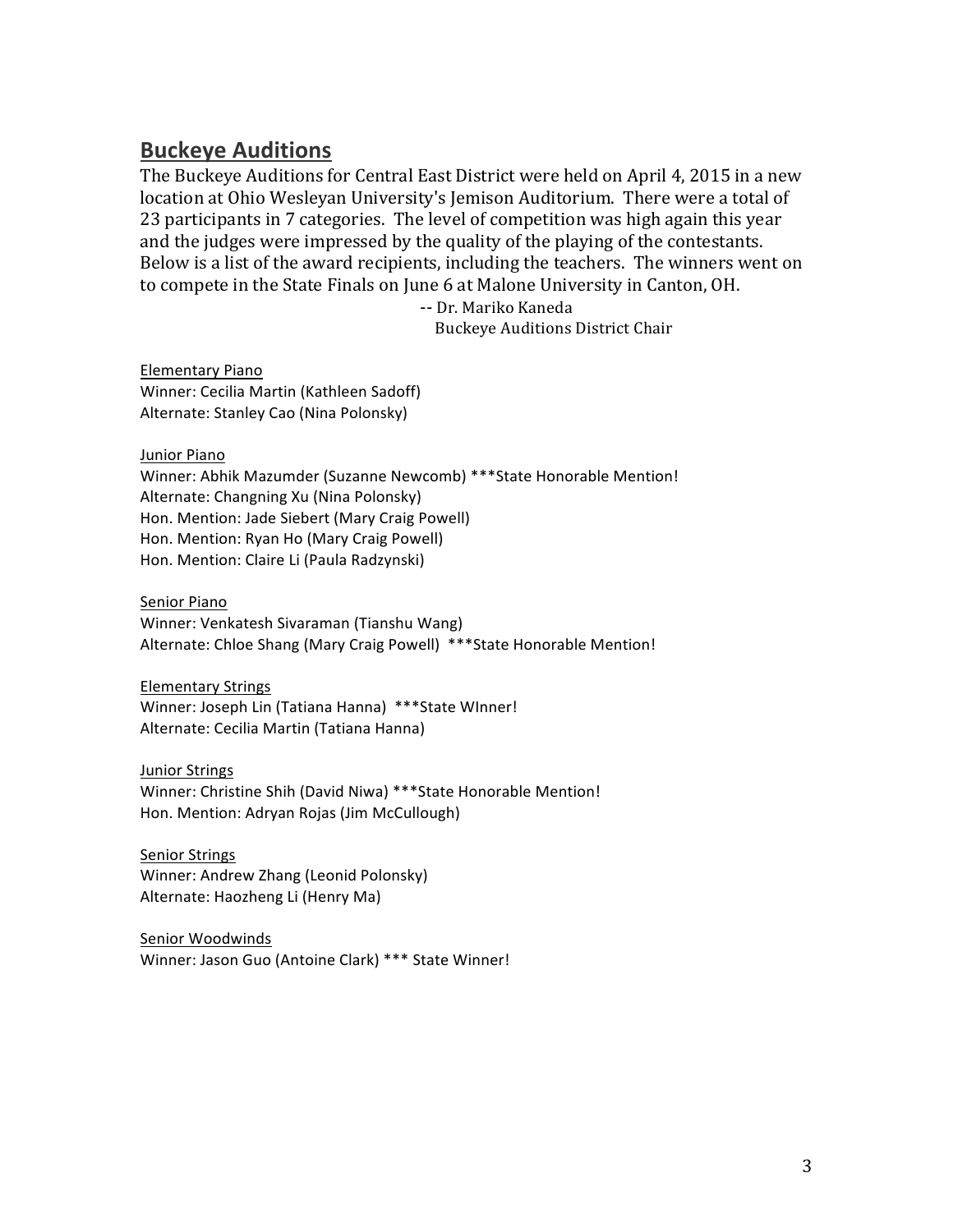## Buckeye Auditions

The Buckeye Auditions for Central East District were held on April 4, 2015 in a new location at Ohio Wesleyan University's Jemison Auditorium. There were a total of 23 participants in 7 categories. The level of competition was high again this year and the judges were impressed by the quality of the playing of the contestants. Below is a list of the award recipients, including the teachers. The winners went on to compete in the State Finals on June 6 at Malone University in Canton, OH.

-- Dr. Mariko Kaneda
Buckeye Auditions District Chair

Elementary Piano
Winner: Cecilia Martin (Kathleen Sadoff)
Alternate: Stanley Cao (Nina Polonsky)

Junior Piano
Winner: Abhik Mazumder (Suzanne Newcomb) ***State Honorable Mention!
Alternate: Changning Xu (Nina Polonsky)
Hon. Mention: Jade Siebert (Mary Craig Powell)
Hon. Mention: Ryan Ho (Mary Craig Powell)
Hon. Mention: Claire Li (Paula Radzynski)

Senior Piano
Winner: Venkatesh Sivaraman (Tianshu Wang)
Alternate: Chloe Shang (Mary Craig Powell) ***State Honorable Mention!

Elementary Strings
Winner: Joseph Lin (Tatiana Hanna) ***State WInner!
Alternate: Cecilia Martin (Tatiana Hanna)

Junior Strings
Winner: Christine Shih (David Niwa) ***State Honorable Mention!
Hon. Mention: Adryan Rojas (Jim McCullough)

Senior Strings
Winner: Andrew Zhang (Leonid Polonsky)
Alternate: Haozheng Li (Henry Ma)

Senior Woodwinds
Winner: Jason Guo (Antoine Clark) *** State Winner!